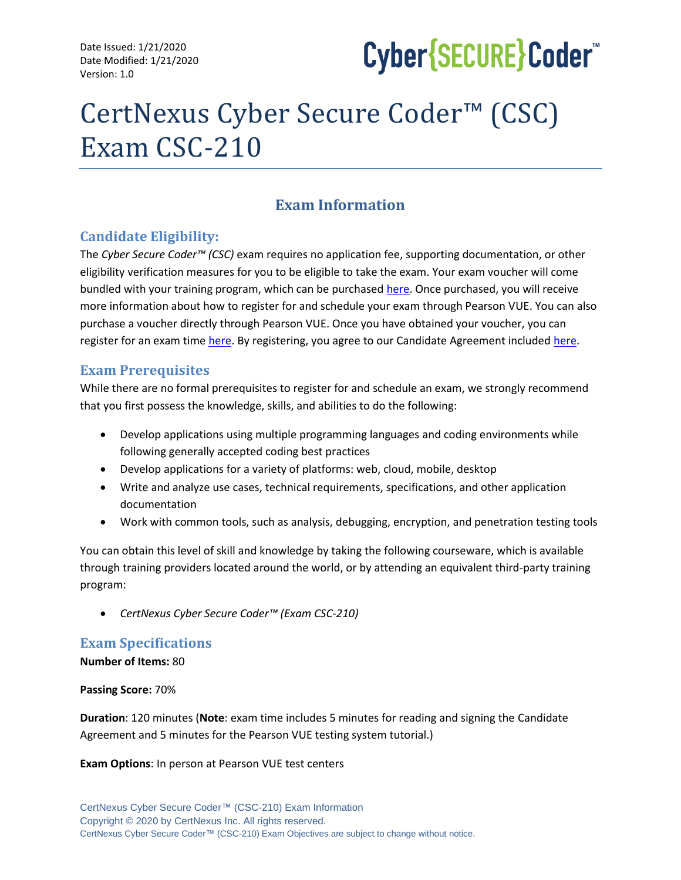Date Issued: 1/21/2020
Date Modified: 1/21/2020
Version: 1.0

Cyber{SECURE}Coder™

# CertNexus Cyber Secure Coder™ (CSC) Exam CSC-210

## Exam Information

### Candidate Eligibility:

The *Cyber Secure Coder™ (CSC)* exam requires no application fee, supporting documentation, or other eligibility verification measures for you to be eligible to take the exam. Your exam voucher will come bundled with your training program, which can be purchased here. Once purchased, you will receive more information about how to register for and schedule your exam through Pearson VUE. You can also purchase a voucher directly through Pearson VUE. Once you have obtained your voucher, you can register for an exam time here. By registering, you agree to our Candidate Agreement included here.

### Exam Prerequisites

While there are no formal prerequisites to register for and schedule an exam, we strongly recommend that you first possess the knowledge, skills, and abilities to do the following:

- Develop applications using multiple programming languages and coding environments while following generally accepted coding best practices
- Develop applications for a variety of platforms: web, cloud, mobile, desktop
- Write and analyze use cases, technical requirements, specifications, and other application documentation
- Work with common tools, such as analysis, debugging, encryption, and penetration testing tools

You can obtain this level of skill and knowledge by taking the following courseware, which is available through training providers located around the world, or by attending an equivalent third-party training program:

- *CertNexus Cyber Secure Coder™ (Exam CSC-210)*

### Exam Specifications

**Number of Items:** 80

**Passing Score:** 70%

**Duration**: 120 minutes (**Note**: exam time includes 5 minutes for reading and signing the Candidate Agreement and 5 minutes for the Pearson VUE testing system tutorial.)

**Exam Options**: In person at Pearson VUE test centers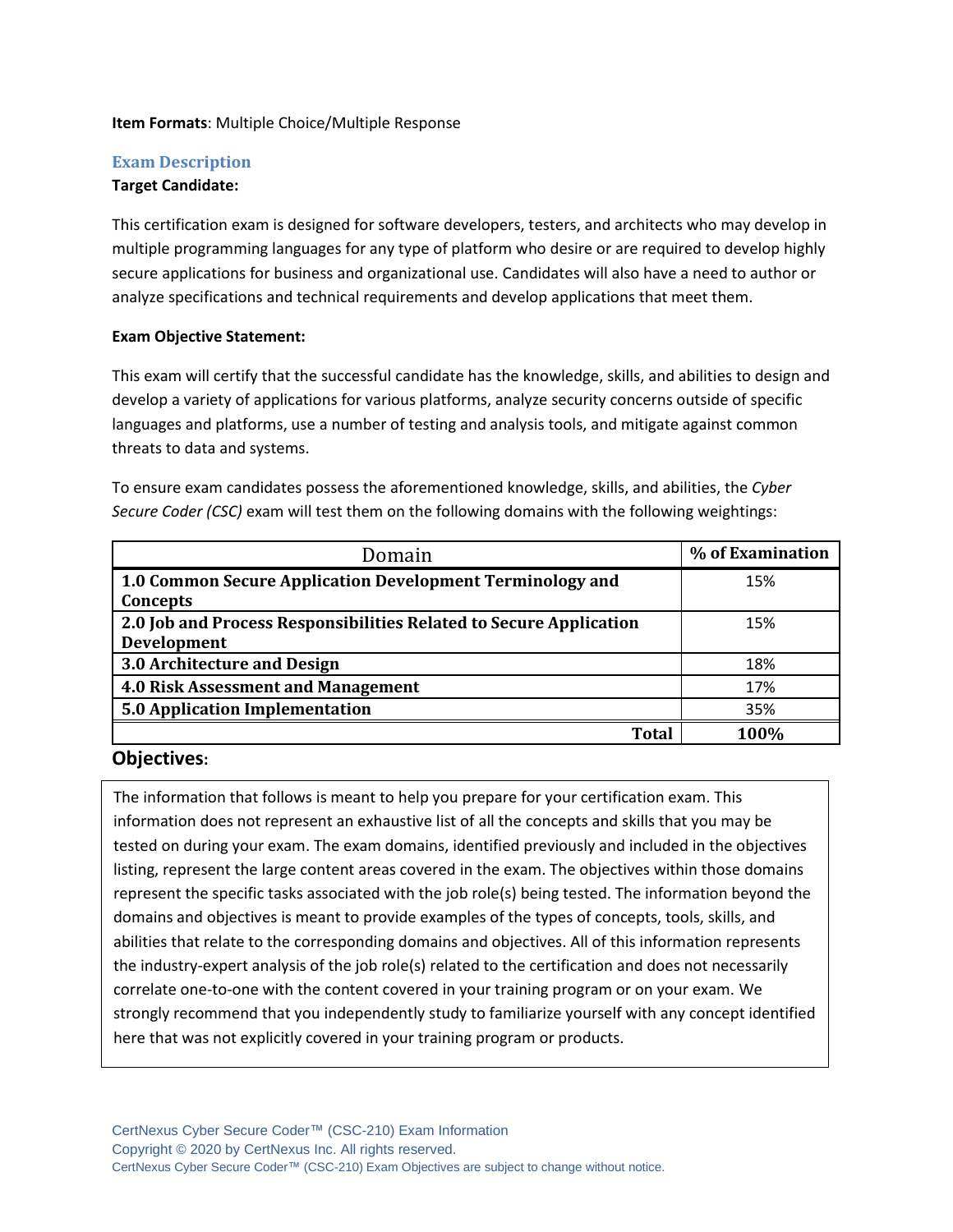**Item Formats**: Multiple Choice/Multiple Response

## Exam Description

**Target Candidate:**

This certification exam is designed for software developers, testers, and architects who may develop in multiple programming languages for any type of platform who desire or are required to develop highly secure applications for business and organizational use. Candidates will also have a need to author or analyze specifications and technical requirements and develop applications that meet them.

**Exam Objective Statement:**

This exam will certify that the successful candidate has the knowledge, skills, and abilities to design and develop a variety of applications for various platforms, analyze security concerns outside of specific languages and platforms, use a number of testing and analysis tools, and mitigate against common threats to data and systems.

To ensure exam candidates possess the aforementioned knowledge, skills, and abilities, the *Cyber Secure Coder (CSC)* exam will test them on the following domains with the following weightings:

| Domain | % of Examination |
| --- | --- |
| **1.0 Common Secure Application Development Terminology and Concepts** | 15% |
| **2.0 Job and Process Responsibilities Related to Secure Application Development** | 15% |
| **3.0 Architecture and Design** | 18% |
| **4.0 Risk Assessment and Management** | 17% |
| **5.0 Application Implementation** | 35% |
| **Total** | **100%** |

## Objectives:

The information that follows is meant to help you prepare for your certification exam. This information does not represent an exhaustive list of all the concepts and skills that you may be tested on during your exam. The exam domains, identified previously and included in the objectives listing, represent the large content areas covered in the exam. The objectives within those domains represent the specific tasks associated with the job role(s) being tested. The information beyond the domains and objectives is meant to provide examples of the types of concepts, tools, skills, and abilities that relate to the corresponding domains and objectives. All of this information represents the industry-expert analysis of the job role(s) related to the certification and does not necessarily correlate one-to-one with the content covered in your training program or on your exam. We strongly recommend that you independently study to familiarize yourself with any concept identified here that was not explicitly covered in your training program or products.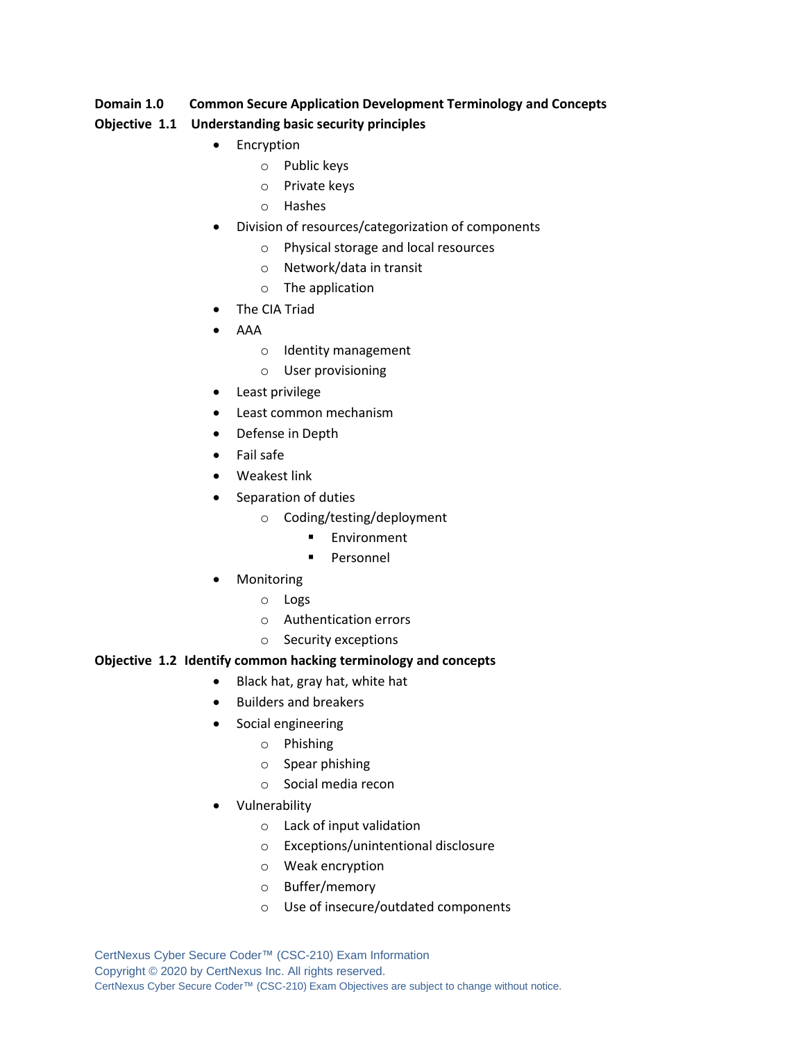**Domain 1.0 Common Secure Application Development Terminology and Concepts**

**Objective 1.1 Understanding basic security principles**

- Encryption
  - Public keys
  - Private keys
  - Hashes
- Division of resources/categorization of components
  - Physical storage and local resources
  - Network/data in transit
  - The application
- The CIA Triad
- AAA
  - Identity management
  - User provisioning
- Least privilege
- Least common mechanism
- Defense in Depth
- Fail safe
- Weakest link
- Separation of duties
  - Coding/testing/deployment
    - Environment
    - Personnel
- Monitoring
  - Logs
  - Authentication errors
  - Security exceptions

**Objective 1.2 Identify common hacking terminology and concepts**

- Black hat, gray hat, white hat
- Builders and breakers
- Social engineering
  - Phishing
  - Spear phishing
  - Social media recon
- Vulnerability
  - Lack of input validation
  - Exceptions/unintentional disclosure
  - Weak encryption
  - Buffer/memory
  - Use of insecure/outdated components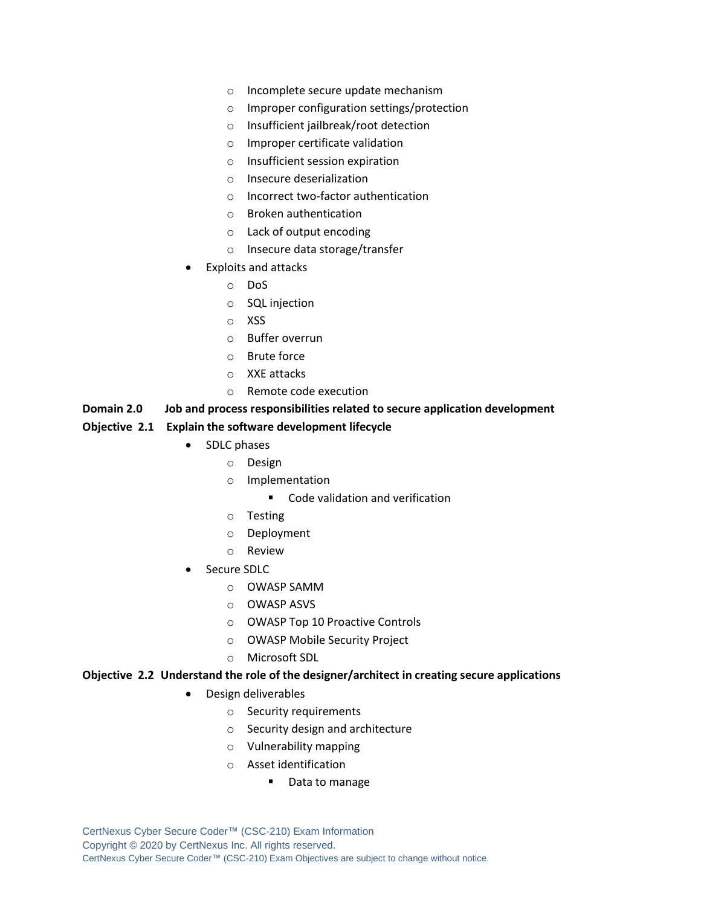- Incomplete secure update mechanism
    - Improper configuration settings/protection
    - Insufficient jailbreak/root detection
    - Improper certificate validation
    - Insufficient session expiration
    - Insecure deserialization
    - Incorrect two-factor authentication
    - Broken authentication
    - Lack of output encoding
    - Insecure data storage/transfer
- Exploits and attacks
    - DoS
    - SQL injection
    - XSS
    - Buffer overrun
    - Brute force
    - XXE attacks
    - Remote code execution

**Domain 2.0 Job and process responsibilities related to secure application development**

**Objective 2.1 Explain the software development lifecycle**

- SDLC phases
    - Design
    - Implementation
        - Code validation and verification
    - Testing
    - Deployment
    - Review
- Secure SDLC
    - OWASP SAMM
    - OWASP ASVS
    - OWASP Top 10 Proactive Controls
    - OWASP Mobile Security Project
    - Microsoft SDL

**Objective 2.2 Understand the role of the designer/architect in creating secure applications**

- Design deliverables
    - Security requirements
    - Security design and architecture
    - Vulnerability mapping
    - Asset identification
        - Data to manage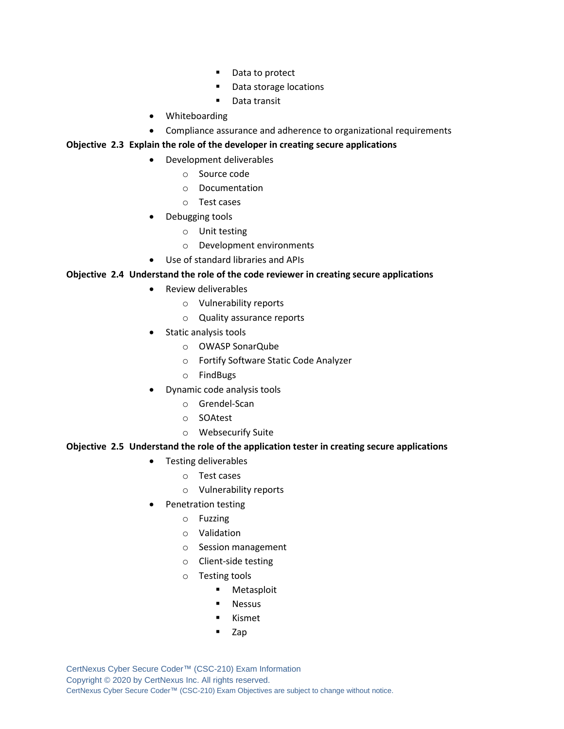- Data to protect
            - Data storage locations
            - Data transit
- Whiteboarding
- Compliance assurance and adherence to organizational requirements

**Objective 2.3 Explain the role of the developer in creating secure applications**

- Development deliverables
    - Source code
    - Documentation
    - Test cases
- Debugging tools
    - Unit testing
    - Development environments
- Use of standard libraries and APIs

**Objective 2.4 Understand the role of the code reviewer in creating secure applications**

- Review deliverables
    - Vulnerability reports
    - Quality assurance reports
- Static analysis tools
    - OWASP SonarQube
    - Fortify Software Static Code Analyzer
    - FindBugs
- Dynamic code analysis tools
    - Grendel-Scan
    - SOAtest
    - Websecurify Suite

**Objective 2.5 Understand the role of the application tester in creating secure applications**

- Testing deliverables
    - Test cases
    - Vulnerability reports
- Penetration testing
    - Fuzzing
    - Validation
    - Session management
    - Client-side testing
    - Testing tools
        - Metasploit
        - Nessus
        - Kismet
        - Zap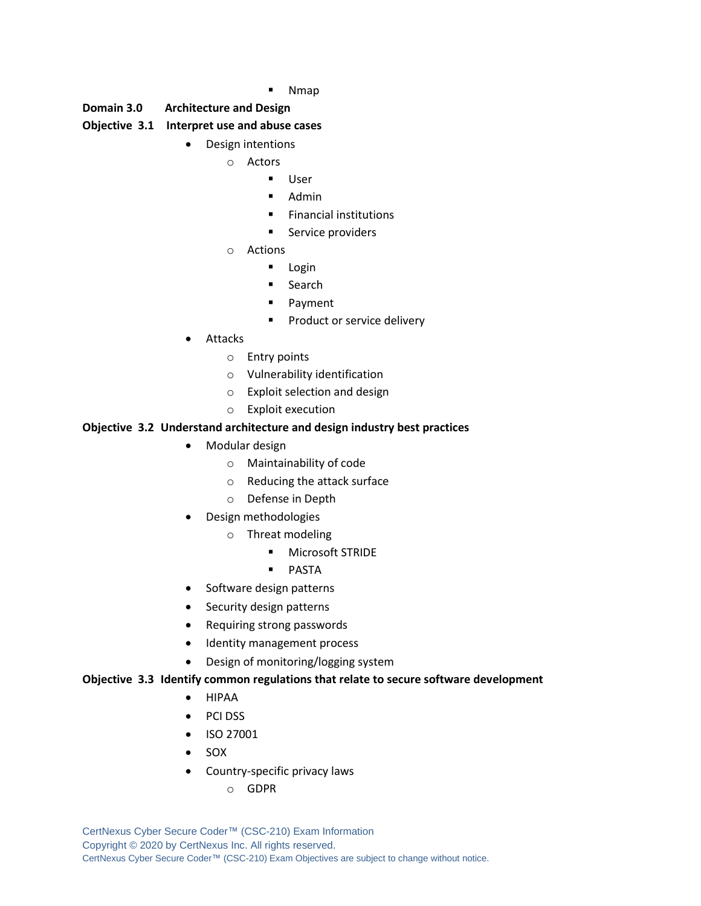- Nmap

**Domain 3.0 Architecture and Design**

**Objective 3.1 Interpret use and abuse cases**

- Design intentions
    - Actors
        - User
        - Admin
        - Financial institutions
        - Service providers
    - Actions
        - Login
        - Search
        - Payment
        - Product or service delivery
- Attacks
    - Entry points
    - Vulnerability identification
    - Exploit selection and design
    - Exploit execution

**Objective 3.2 Understand architecture and design industry best practices**

- Modular design
    - Maintainability of code
    - Reducing the attack surface
    - Defense in Depth
- Design methodologies
    - Threat modeling
        - Microsoft STRIDE
        - PASTA
- Software design patterns
- Security design patterns
- Requiring strong passwords
- Identity management process
- Design of monitoring/logging system

**Objective 3.3 Identify common regulations that relate to secure software development**

- HIPAA
- PCI DSS
- ISO 27001
- SOX
- Country-specific privacy laws
    - GDPR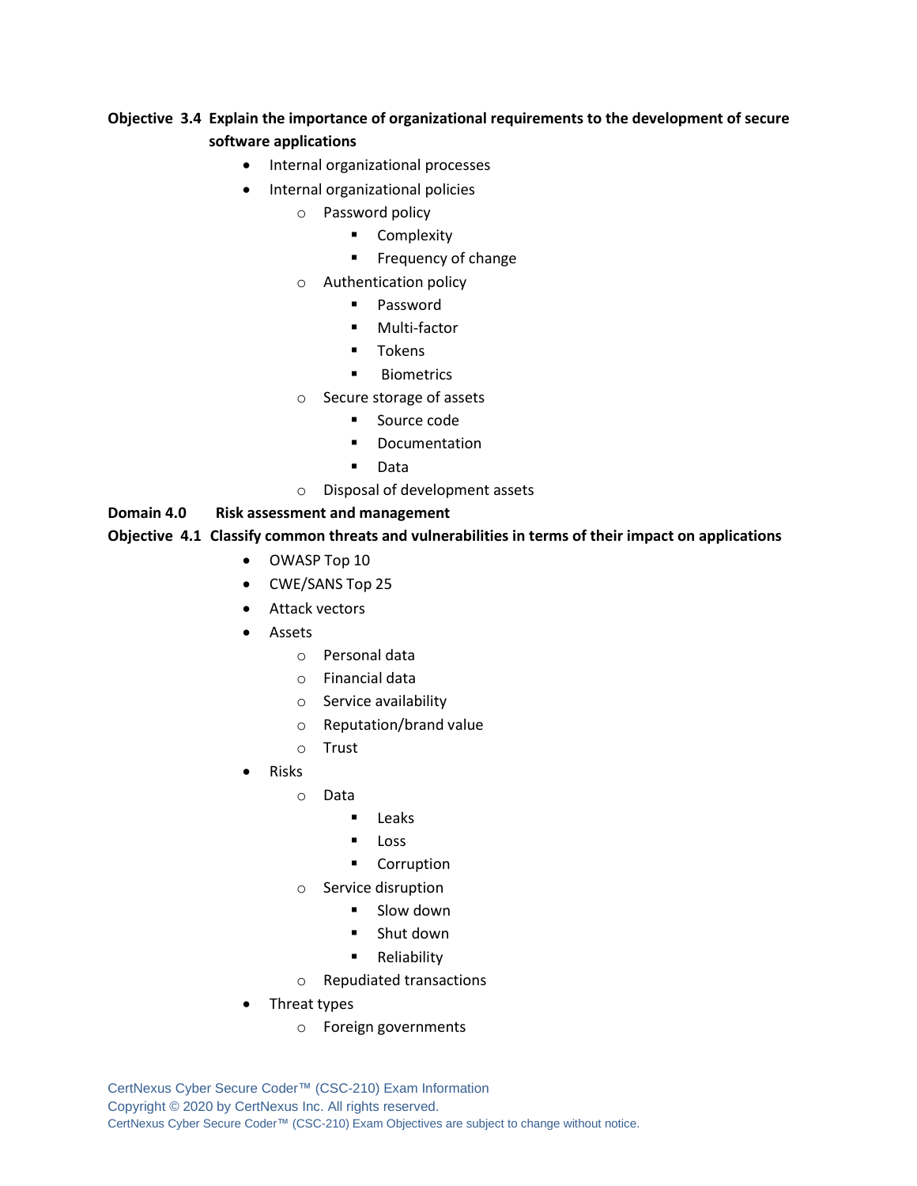**Objective 3.4 Explain the importance of organizational requirements to the development of secure software applications**

- Internal organizational processes
- Internal organizational policies
  - Password policy
    - Complexity
    - Frequency of change
  - Authentication policy
    - Password
    - Multi-factor
    - Tokens
    - Biometrics
  - Secure storage of assets
    - Source code
    - Documentation
    - Data
  - Disposal of development assets

**Domain 4.0 Risk assessment and management**

**Objective 4.1 Classify common threats and vulnerabilities in terms of their impact on applications**

- OWASP Top 10
- CWE/SANS Top 25
- Attack vectors
- Assets
  - Personal data
  - Financial data
  - Service availability
  - Reputation/brand value
  - Trust
- Risks
  - Data
    - Leaks
    - Loss
    - Corruption
  - Service disruption
    - Slow down
    - Shut down
    - Reliability
  - Repudiated transactions
- Threat types
  - Foreign governments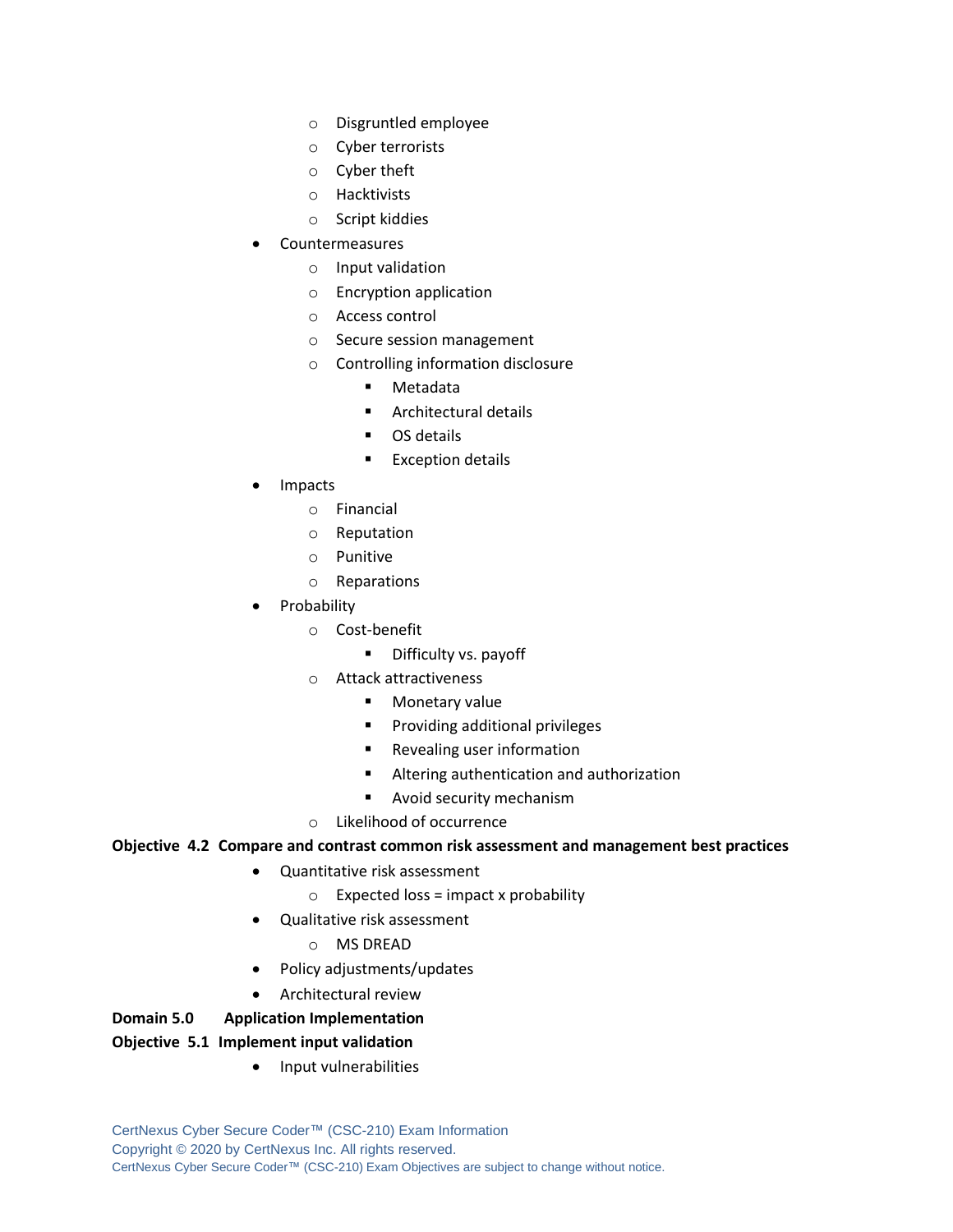- Disgruntled employee
    - Cyber terrorists
    - Cyber theft
    - Hacktivists
    - Script kiddies
- Countermeasures
    - Input validation
    - Encryption application
    - Access control
    - Secure session management
    - Controlling information disclosure
        - Metadata
        - Architectural details
        - OS details
        - Exception details
- Impacts
    - Financial
    - Reputation
    - Punitive
    - Reparations
- Probability
    - Cost-benefit
        - Difficulty vs. payoff
    - Attack attractiveness
        - Monetary value
        - Providing additional privileges
        - Revealing user information
        - Altering authentication and authorization
        - Avoid security mechanism
    - Likelihood of occurrence

**Objective 4.2 Compare and contrast common risk assessment and management best practices**

- Quantitative risk assessment
    - Expected loss = impact x probability
- Qualitative risk assessment
    - MS DREAD
- Policy adjustments/updates
- Architectural review

**Domain 5.0 Application Implementation**

**Objective 5.1 Implement input validation**

- Input vulnerabilities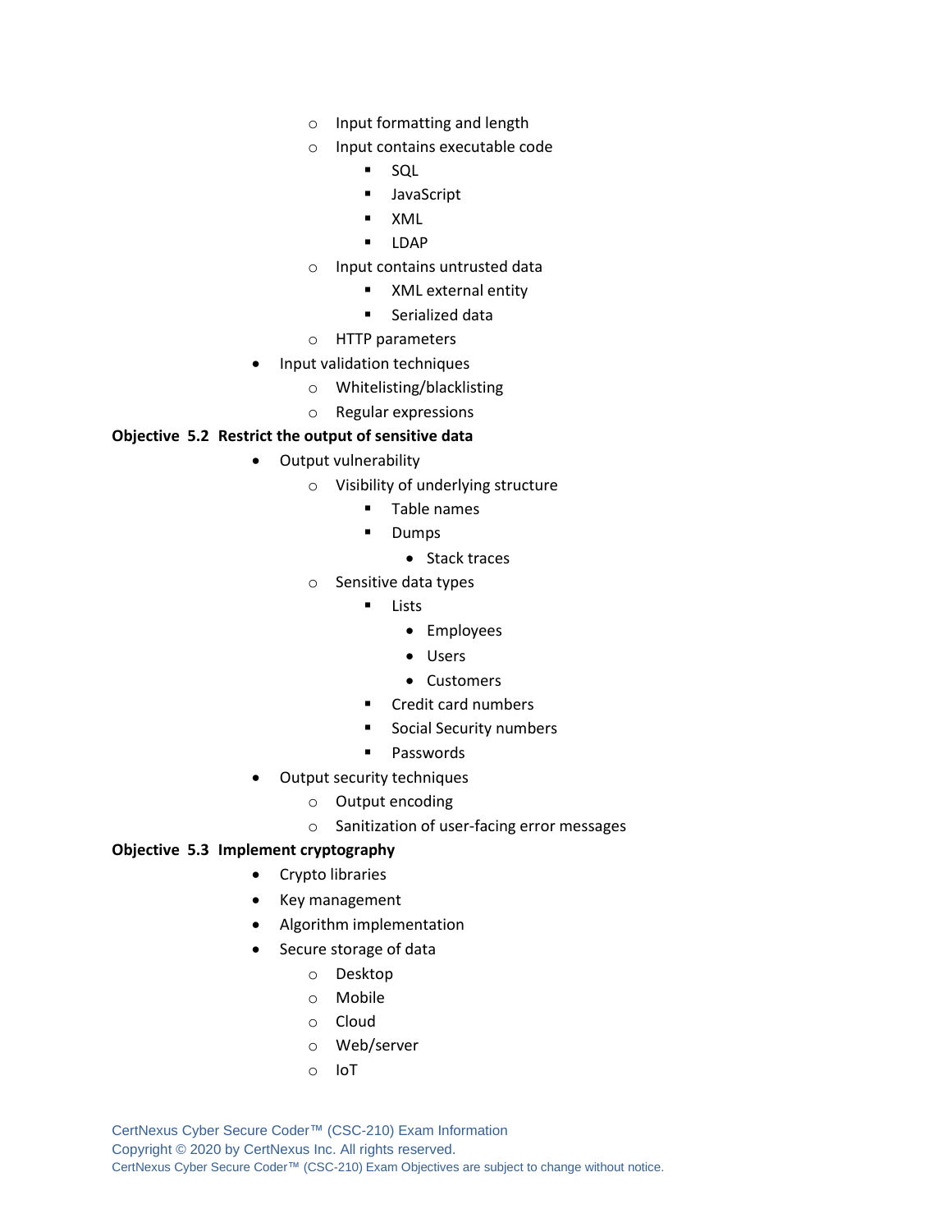- Input formatting and length
        - Input contains executable code
            - SQL
            - JavaScript
            - XML
            - LDAP
        - Input contains untrusted data
            - XML external entity
            - Serialized data
        - HTTP parameters
    - Input validation techniques
        - Whitelisting/blacklisting
        - Regular expressions

**Objective 5.2 Restrict the output of sensitive data**

- Output vulnerability
    - Visibility of underlying structure
        - Table names
        - Dumps
            - Stack traces
    - Sensitive data types
        - Lists
            - Employees
            - Users
            - Customers
        - Credit card numbers
        - Social Security numbers
        - Passwords
- Output security techniques
    - Output encoding
    - Sanitization of user-facing error messages

**Objective 5.3 Implement cryptography**

- Crypto libraries
- Key management
- Algorithm implementation
- Secure storage of data
    - Desktop
    - Mobile
    - Cloud
    - Web/server
    - IoT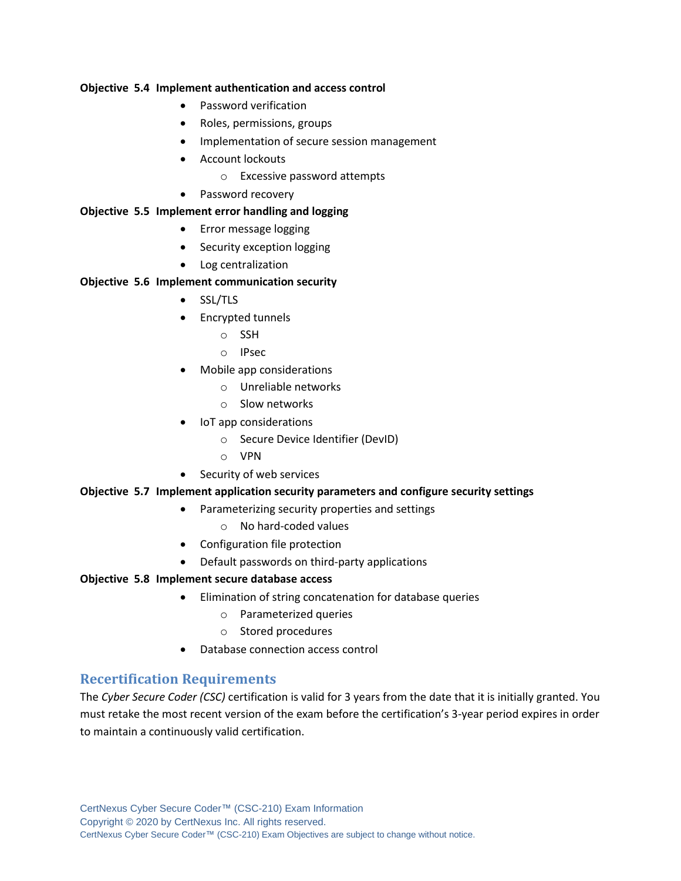**Objective 5.4 Implement authentication and access control**

- Password verification
- Roles, permissions, groups
- Implementation of secure session management
- Account lockouts
  - Excessive password attempts
- Password recovery

**Objective 5.5 Implement error handling and logging**

- Error message logging
- Security exception logging
- Log centralization

**Objective 5.6 Implement communication security**

- SSL/TLS
- Encrypted tunnels
  - SSH
  - IPsec
- Mobile app considerations
  - Unreliable networks
  - Slow networks
- IoT app considerations
  - Secure Device Identifier (DevID)
  - VPN
- Security of web services

**Objective 5.7 Implement application security parameters and configure security settings**

- Parameterizing security properties and settings
  - No hard-coded values
- Configuration file protection
- Default passwords on third-party applications

**Objective 5.8 Implement secure database access**

- Elimination of string concatenation for database queries
  - Parameterized queries
  - Stored procedures
- Database connection access control

## Recertification Requirements

The *Cyber Secure Coder (CSC)* certification is valid for 3 years from the date that it is initially granted. You must retake the most recent version of the exam before the certification's 3-year period expires in order to maintain a continuously valid certification.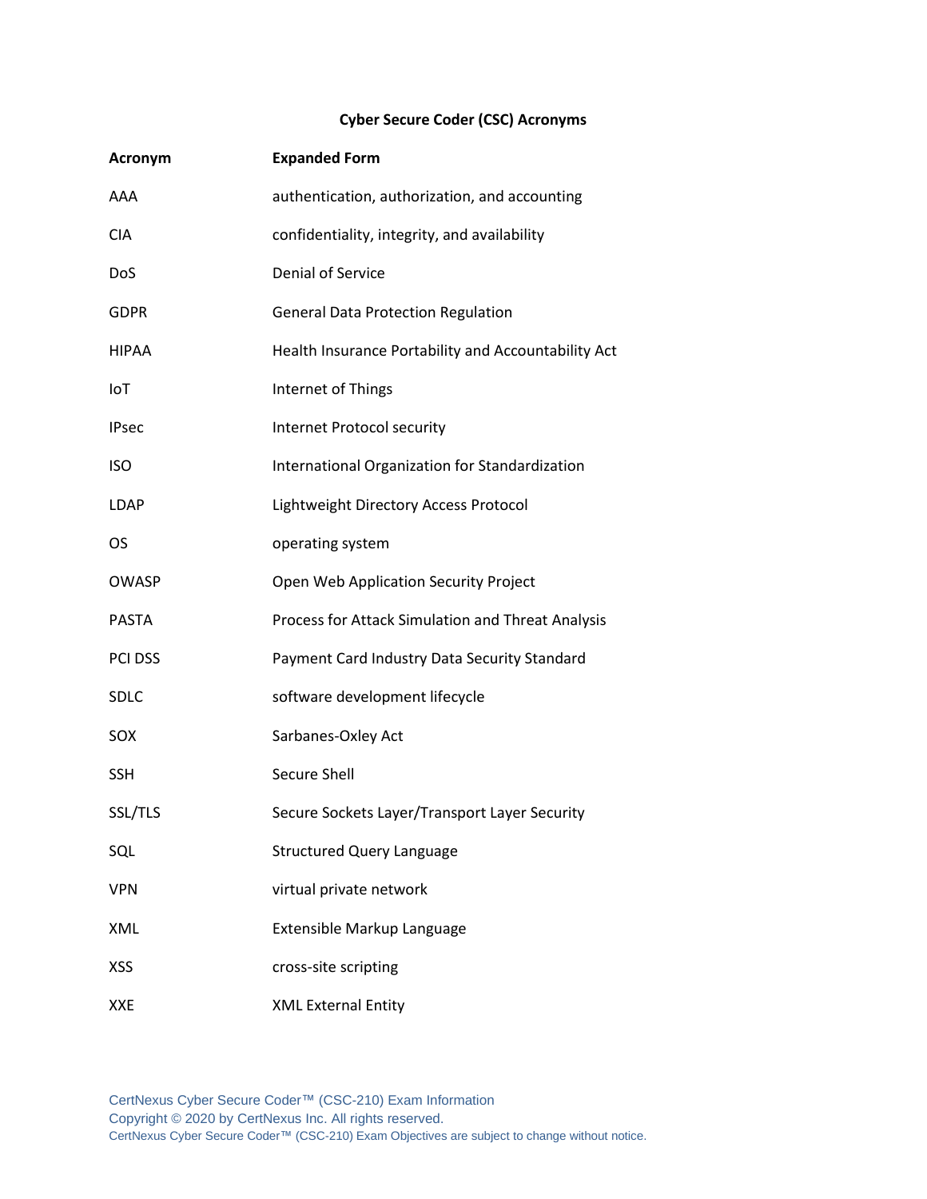**Cyber Secure Coder (CSC) Acronyms**

| Acronym | Expanded Form |
|---|---|
| AAA | authentication, authorization, and accounting |
| CIA | confidentiality, integrity, and availability |
| DoS | Denial of Service |
| GDPR | General Data Protection Regulation |
| HIPAA | Health Insurance Portability and Accountability Act |
| IoT | Internet of Things |
| IPsec | Internet Protocol security |
| ISO | International Organization for Standardization |
| LDAP | Lightweight Directory Access Protocol |
| OS | operating system |
| OWASP | Open Web Application Security Project |
| PASTA | Process for Attack Simulation and Threat Analysis |
| PCI DSS | Payment Card Industry Data Security Standard |
| SDLC | software development lifecycle |
| SOX | Sarbanes-Oxley Act |
| SSH | Secure Shell |
| SSL/TLS | Secure Sockets Layer/Transport Layer Security |
| SQL | Structured Query Language |
| VPN | virtual private network |
| XML | Extensible Markup Language |
| XSS | cross-site scripting |
| XXE | XML External Entity |